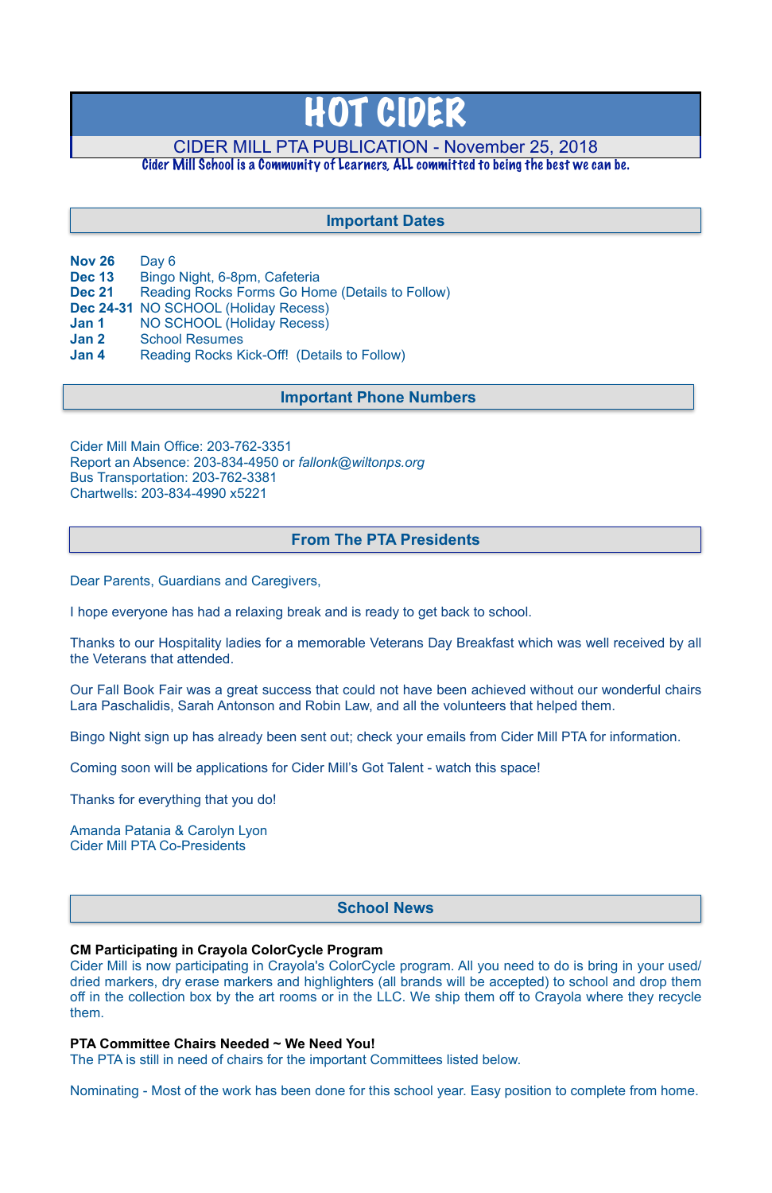# HOT CIDER

CIDER MILL PTA PUBLICATION - November 25, 2018

Cider Mill School is a Community of Learners, ALL committed to being the best we can be.

## Important Dates

**Nov 26** Day 6
**Dec 13** Bingo Night, 6-8pm, Cafeteria
**Dec 21** Reading Rocks Forms Go Home (Details to Follow)
**Dec 24-31** NO SCHOOL (Holiday Recess)
**Jan 1** NO SCHOOL (Holiday Recess)
**Jan 2** School Resumes
**Jan 4** Reading Rocks Kick-Off! (Details to Follow)

## Important Phone Numbers

Cider Mill Main Office: 203-762-3351
Report an Absence: 203-834-4950 or *fallonk@wiltonps.org*
Bus Transportation: 203-762-3381
Chartwells: 203-834-4990 x5221

## From The PTA Presidents

Dear Parents, Guardians and Caregivers,

I hope everyone has had a relaxing break and is ready to get back to school.

Thanks to our Hospitality ladies for a memorable Veterans Day Breakfast which was well received by all the Veterans that attended.

Our Fall Book Fair was a great success that could not have been achieved without our wonderful chairs Lara Paschalidis, Sarah Antonson and Robin Law, and all the volunteers that helped them.

Bingo Night sign up has already been sent out; check your emails from Cider Mill PTA for information.

Coming soon will be applications for Cider Mill's Got Talent - watch this space!

Thanks for everything that you do!

Amanda Patania & Carolyn Lyon
Cider Mill PTA Co-Presidents

## School News

**CM Participating in Crayola ColorCycle Program**
Cider Mill is now participating in Crayola's ColorCycle program. All you need to do is bring in your used/dried markers, dry erase markers and highlighters (all brands will be accepted) to school and drop them off in the collection box by the art rooms or in the LLC. We ship them off to Crayola where they recycle them.

**PTA Committee Chairs Needed ~ We Need You!**
The PTA is still in need of chairs for the important Committees listed below.

Nominating - Most of the work has been done for this school year. Easy position to complete from home.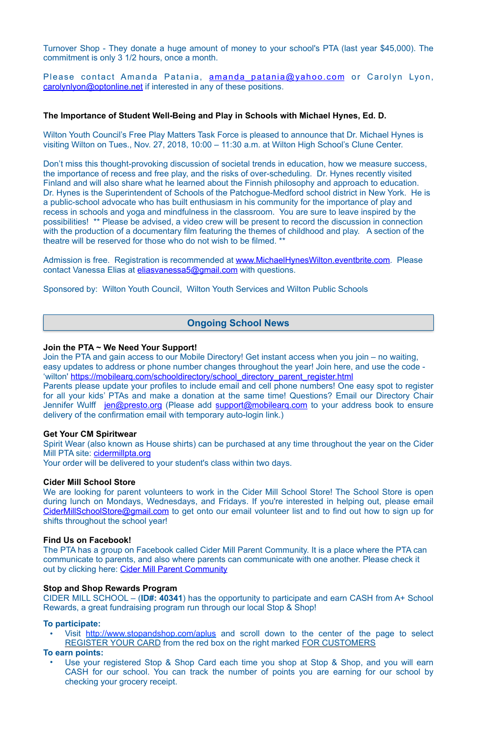Turnover Shop - They donate a huge amount of money to your school's PTA (last year $45,000). The commitment is only 3 1/2 hours, once a month.

Please contact Amanda Patania, amanda_patania@yahoo.com or Carolyn Lyon, carolynlyon@optonline.net if interested in any of these positions.

**The Importance of Student Well-Being and Play in Schools with Michael Hynes, Ed. D.**

Wilton Youth Council's Free Play Matters Task Force is pleased to announce that Dr. Michael Hynes is visiting Wilton on Tues., Nov. 27, 2018, 10:00 – 11:30 a.m. at Wilton High School's Clune Center.

Don't miss this thought-provoking discussion of societal trends in education, how we measure success, the importance of recess and free play, and the risks of over-scheduling. Dr. Hynes recently visited Finland and will also share what he learned about the Finnish philosophy and approach to education. Dr. Hynes is the Superintendent of Schools of the Patchogue-Medford school district in New York. He is a public-school advocate who has built enthusiasm in his community for the importance of play and recess in schools and yoga and mindfulness in the classroom. You are sure to leave inspired by the possibilities! ** Please be advised, a video crew will be present to record the discussion in connection with the production of a documentary film featuring the themes of childhood and play. A section of the theatre will be reserved for those who do not wish to be filmed. **

Admission is free. Registration is recommended at www.MichaelHynesWilton.eventbrite.com. Please contact Vanessa Elias at eliasvanessa5@gmail.com with questions.

Sponsored by: Wilton Youth Council, Wilton Youth Services and Wilton Public Schools

## Ongoing School News

**Join the PTA ~ We Need Your Support!**
Join the PTA and gain access to our Mobile Directory! Get instant access when you join – no waiting, easy updates to address or phone number changes throughout the year! Join here, and use the code - 'wilton' https://mobilearq.com/schooldirectory/school_directory_parent_register.html
Parents please update your profiles to include email and cell phone numbers! One easy spot to register for all your kids' PTAs and make a donation at the same time! Questions? Email our Directory Chair Jennifer Wulff jen@presto.org (Please add support@mobilearq.com to your address book to ensure delivery of the confirmation email with temporary auto-login link.)

**Get Your CM Spiritwear**
Spirit Wear (also known as House shirts) can be purchased at any time throughout the year on the Cider Mill PTA site: cidermillpta.org
Your order will be delivered to your student's class within two days.

**Cider Mill School Store**
We are looking for parent volunteers to work in the Cider Mill School Store! The School Store is open during lunch on Mondays, Wednesdays, and Fridays. If you're interested in helping out, please email CiderMillSchoolStore@gmail.com to get onto our email volunteer list and to find out how to sign up for shifts throughout the school year!

**Find Us on Facebook!**
The PTA has a group on Facebook called Cider Mill Parent Community. It is a place where the PTA can communicate to parents, and also where parents can communicate with one another. Please check it out by clicking here: Cider Mill Parent Community

**Stop and Shop Rewards Program**
CIDER MILL SCHOOL – (**ID#: 40341**) has the opportunity to participate and earn CASH from A+ School Rewards, a great fundraising program run through our local Stop & Shop!

**To participate:**

- Visit http://www.stopandshop.com/aplus and scroll down to the center of the page to select REGISTER YOUR CARD from the red box on the right marked FOR CUSTOMERS

**To earn points:**

- Use your registered Stop & Shop Card each time you shop at Stop & Shop, and you will earn CASH for our school. You can track the number of points you are earning for our school by checking your grocery receipt.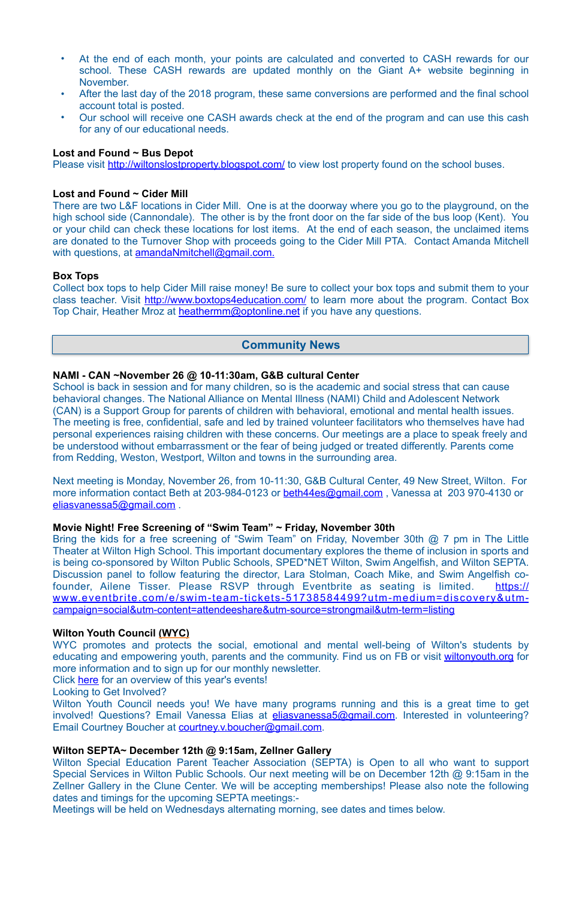- At the end of each month, your points are calculated and converted to CASH rewards for our school. These CASH rewards are updated monthly on the Giant A+ website beginning in November.
- After the last day of the 2018 program, these same conversions are performed and the final school account total is posted.
- Our school will receive one CASH awards check at the end of the program and can use this cash for any of our educational needs.

**Lost and Found ~ Bus Depot**
Please visit http://wiltonslostproperty.blogspot.com/ to view lost property found on the school buses.

**Lost and Found ~ Cider Mill**
There are two L&F locations in Cider Mill. One is at the doorway where you go to the playground, on the high school side (Cannondale). The other is by the front door on the far side of the bus loop (Kent). You or your child can check these locations for lost items. At the end of each season, the unclaimed items are donated to the Turnover Shop with proceeds going to the Cider Mill PTA. Contact Amanda Mitchell with questions, at amandaNmitchell@gmail.com.

**Box Tops**
Collect box tops to help Cider Mill raise money! Be sure to collect your box tops and submit them to your class teacher. Visit http://www.boxtops4education.com/ to learn more about the program. Contact Box Top Chair, Heather Mroz at heathermm@optonline.net if you have any questions.

## Community News

**NAMI - CAN ~November 26 @ 10-11:30am, G&B cultural Center**
School is back in session and for many children, so is the academic and social stress that can cause behavioral changes. The National Alliance on Mental Illness (NAMI) Child and Adolescent Network (CAN) is a Support Group for parents of children with behavioral, emotional and mental health issues. The meeting is free, confidential, safe and led by trained volunteer facilitators who themselves have had personal experiences raising children with these concerns. Our meetings are a place to speak freely and be understood without embarrassment or the fear of being judged or treated differently. Parents come from Redding, Weston, Westport, Wilton and towns in the surrounding area.

Next meeting is Monday, November 26, from 10-11:30, G&B Cultural Center, 49 New Street, Wilton. For more information contact Beth at 203-984-0123 or beth44es@gmail.com , Vanessa at 203 970-4130 or eliasvanessa5@gmail.com .

**Movie Night! Free Screening of "Swim Team" ~ Friday, November 30th**
Bring the kids for a free screening of "Swim Team" on Friday, November 30th @ 7 pm in The Little Theater at Wilton High School. This important documentary explores the theme of inclusion in sports and is being co-sponsored by Wilton Public Schools, SPED*NET Wilton, Swim Angelfish, and Wilton SEPTA. Discussion panel to follow featuring the director, Lara Stolman, Coach Mike, and Swim Angelfish co-founder, Ailene Tisser. Please RSVP through Eventbrite as seating is limited. https://www.eventbrite.com/e/swim-team-tickets-51738584499?utm-medium=discovery&utm-campaign=social&utm-content=attendeeshare&utm-source=strongmail&utm-term=listing

**Wilton Youth Council (WYC)**
WYC promotes and protects the social, emotional and mental well-being of Wilton's students by educating and empowering youth, parents and the community. Find us on FB or visit wiltonyouth.org for more information and to sign up for our monthly newsletter.
Click here for an overview of this year's events!
Looking to Get Involved?
Wilton Youth Council needs you! We have many programs running and this is a great time to get involved! Questions? Email Vanessa Elias at eliasvanessa5@gmail.com. Interested in volunteering? Email Courtney Boucher at courtney.v.boucher@gmail.com.

**Wilton SEPTA~ December 12th @ 9:15am, Zellner Gallery**
Wilton Special Education Parent Teacher Association (SEPTA) is Open to all who want to support Special Services in Wilton Public Schools. Our next meeting will be on December 12th @ 9:15am in the Zellner Gallery in the Clune Center. We will be accepting memberships! Please also note the following dates and timings for the upcoming SEPTA meetings:-
Meetings will be held on Wednesdays alternating morning, see dates and times below.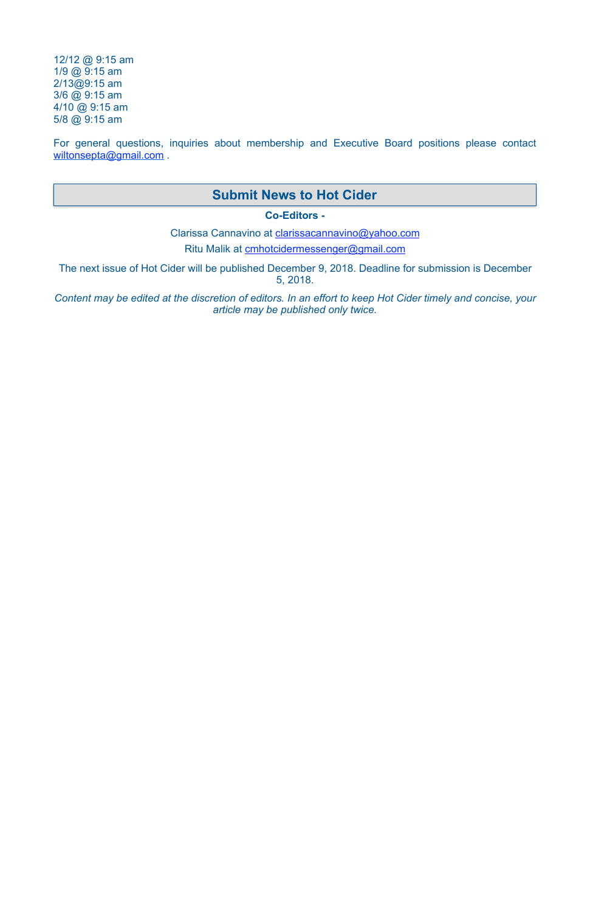12/12 @ 9:15 am
1/9 @ 9:15 am
2/13@9:15 am
3/6 @ 9:15 am
4/10 @ 9:15 am
5/8 @ 9:15 am

For general questions, inquiries about membership and Executive Board positions please contact wiltonsepta@gmail.com .

## Submit News to Hot Cider

**Co-Editors -**

Clarissa Cannavino at clarissacannavino@yahoo.com

Ritu Malik at cmhotcidermessenger@gmail.com

The next issue of Hot Cider will be published December 9, 2018. Deadline for submission is December 5, 2018.

*Content may be edited at the discretion of editors. In an effort to keep Hot Cider timely and concise, your article may be published only twice.*